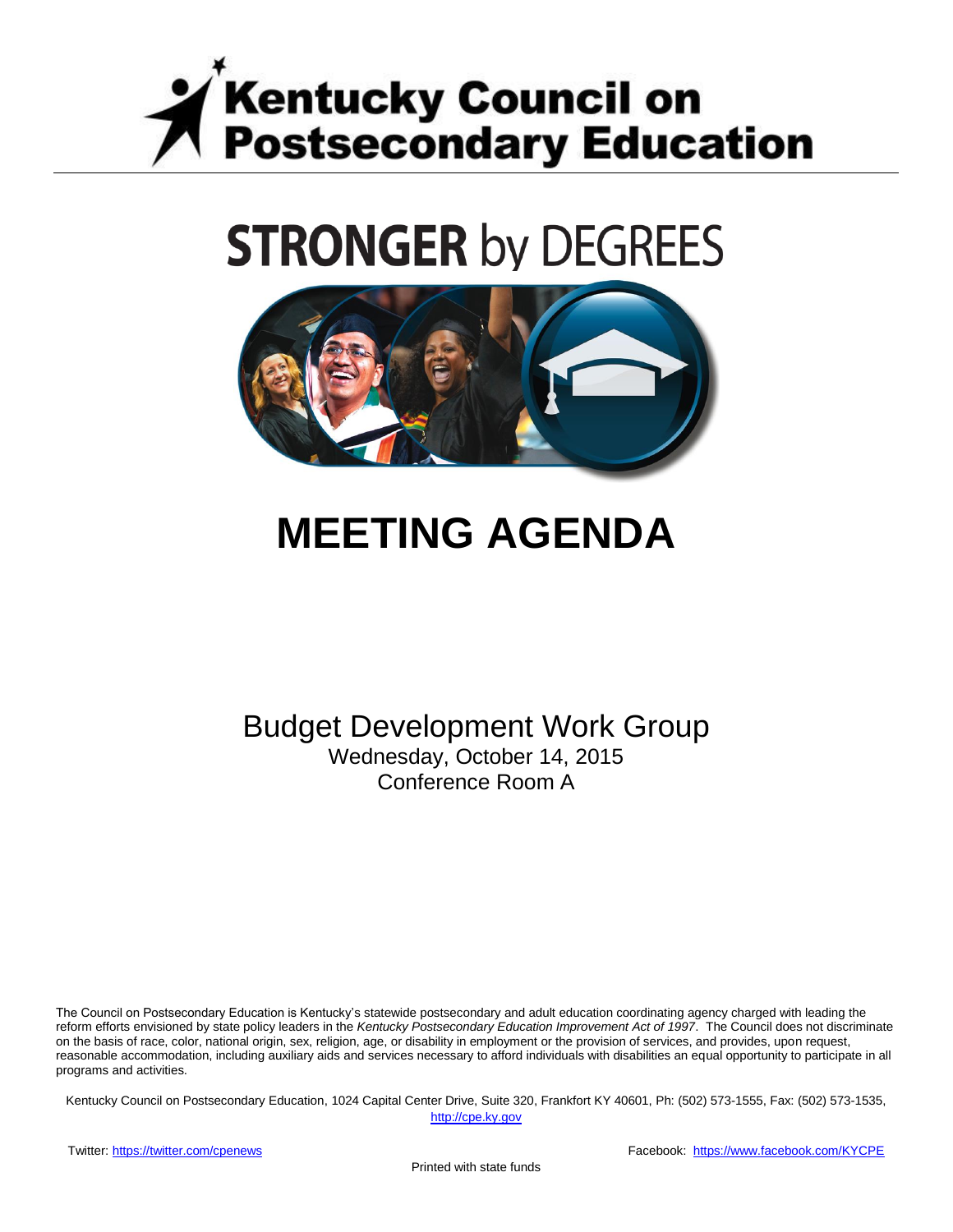# Kentucky Council on Postsecondary Education

## STRONGER by DEGREES

# MEETING AGENDA

Budget Development Work Group
Wednesday, October 14, 2015
Conference Room A

The Council on Postsecondary Education is Kentucky's statewide postsecondary and adult education coordinating agency charged with leading the reform efforts envisioned by state policy leaders in the *Kentucky Postsecondary Education Improvement Act of 1997*. The Council does not discriminate on the basis of race, color, national origin, sex, religion, age, or disability in employment or the provision of services, and provides, upon request, reasonable accommodation, including auxiliary aids and services necessary to afford individuals with disabilities an equal opportunity to participate in all programs and activities.

Kentucky Council on Postsecondary Education, 1024 Capital Center Drive, Suite 320, Frankfort KY 40601, Ph: (502) 573-1555, Fax: (502) 573-1535, http://cpe.ky.gov

Twitter: https://twitter.com/cpenews

Facebook: https://www.facebook.com/KYCPE

Printed with state funds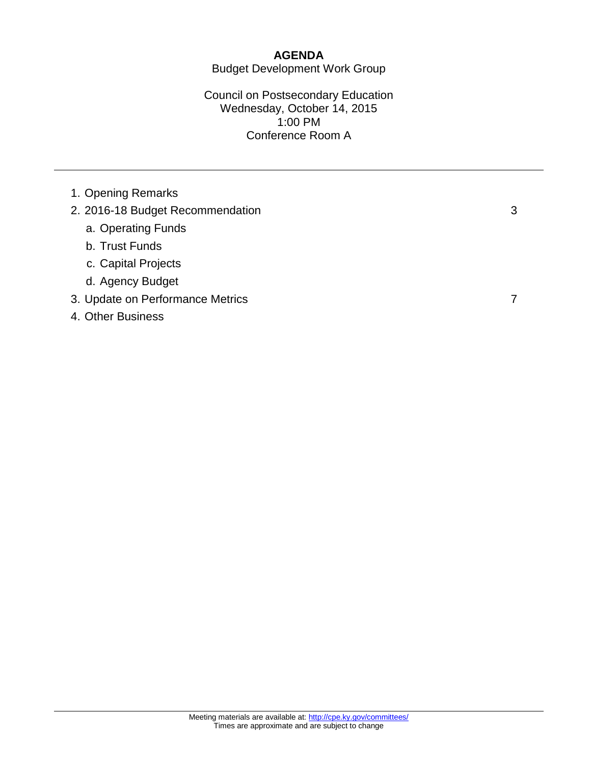# AGENDA

Budget Development Work Group

Council on Postsecondary Education
Wednesday, October 14, 2015
1:00 PM
Conference Room A

---

1. Opening Remarks
2. 2016-18 Budget Recommendation 3
    a. Operating Funds
    b. Trust Funds
    c. Capital Projects
    d. Agency Budget
3. Update on Performance Metrics 7
4. Other Business

---

Meeting materials are available at: http://cpe.ky.gov/committees/
Times are approximate and are subject to change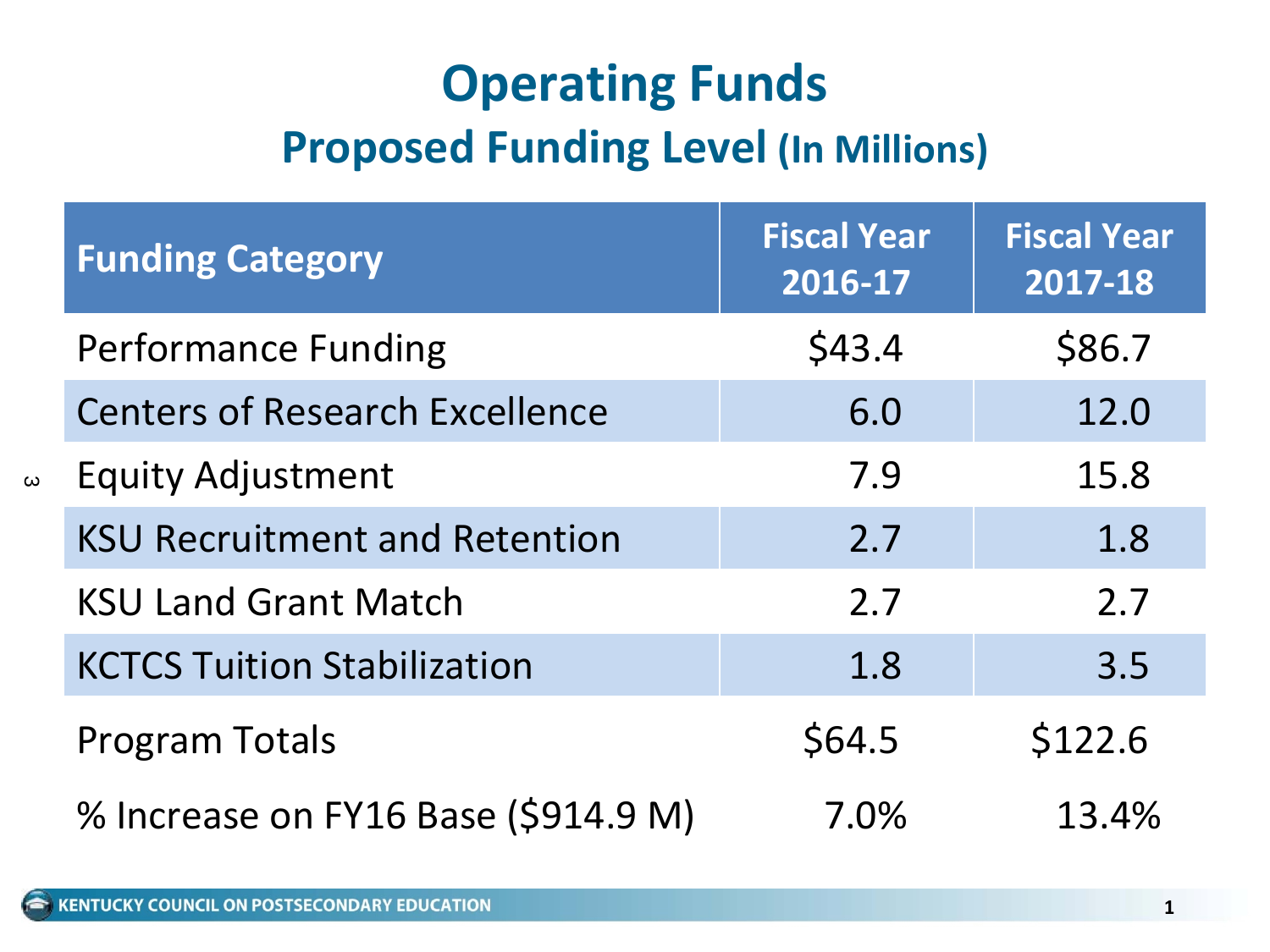# Operating Funds

## Proposed Funding Level (In Millions)

| Funding Category | Fiscal Year 2016-17 | Fiscal Year 2017-18 |
|---|---|---|
| Performance Funding | $43.4 | $86.7 |
| Centers of Research Excellence | 6.0 | 12.0 |
| Equity Adjustment | 7.9 | 15.8 |
| KSU Recruitment and Retention | 2.7 | 1.8 |
| KSU Land Grant Match | 2.7 | 2.7 |
| KCTCS Tuition Stabilization | 1.8 | 3.5 |
| Program Totals | $64.5 | $122.6 |
| % Increase on FY16 Base ($914.9 M) | 7.0% | 13.4% |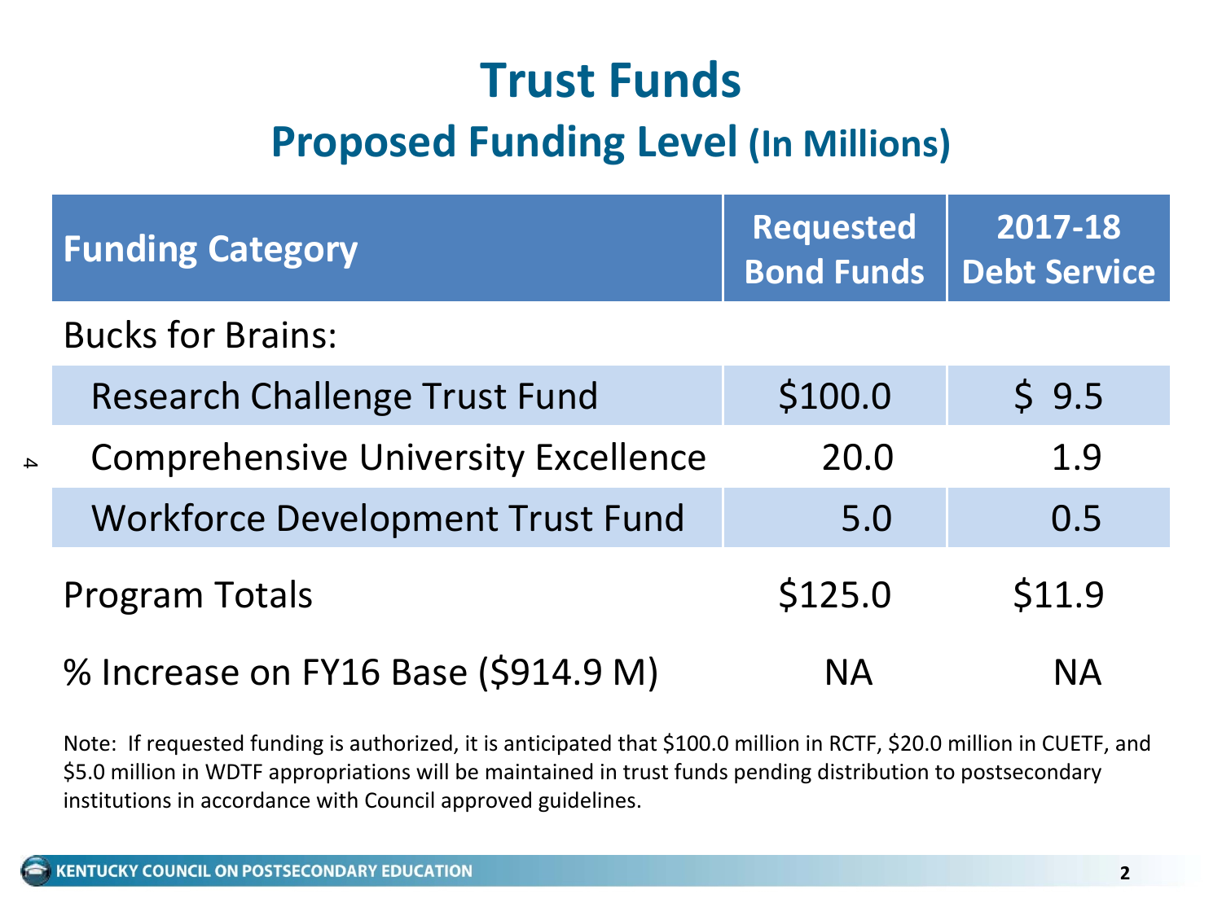# Trust Funds

## Proposed Funding Level (In Millions)

| Funding Category | Requested Bond Funds | 2017-18 Debt Service |
|---|---|---|
| Bucks for Brains: | | |
| Research Challenge Trust Fund | $100.0 | $ 9.5 |
| Comprehensive University Excellence | 20.0 | 1.9 |
| Workforce Development Trust Fund | 5.0 | 0.5 |
| Program Totals | $125.0 | $11.9 |
| % Increase on FY16 Base ($914.9 M) | NA | NA |

Note: If requested funding is authorized, it is anticipated that $100.0 million in RCTF, $20.0 million in CUETF, and $5.0 million in WDTF appropriations will be maintained in trust funds pending distribution to postsecondary institutions in accordance with Council approved guidelines.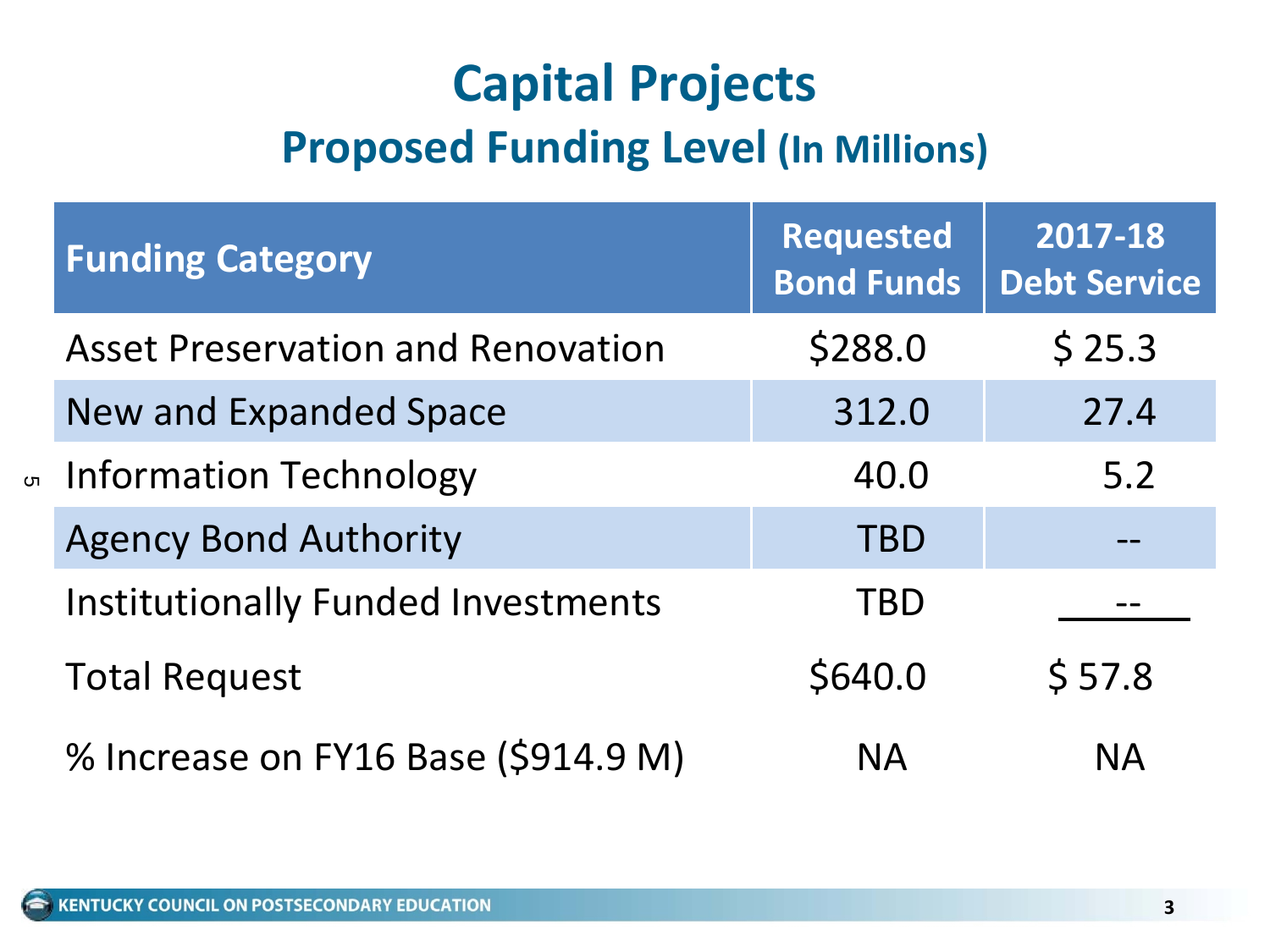# Capital Projects

## Proposed Funding Level (In Millions)

| Funding Category | Requested Bond Funds | 2017-18 Debt Service |
|---|---|---|
| Asset Preservation and Renovation | $288.0 | $ 25.3 |
| New and Expanded Space | 312.0 | 27.4 |
| Information Technology | 40.0 | 5.2 |
| Agency Bond Authority | TBD | -- |
| Institutionally Funded Investments | TBD | -- |
| Total Request | $640.0 | $ 57.8 |
| % Increase on FY16 Base ($914.9 M) | NA | NA |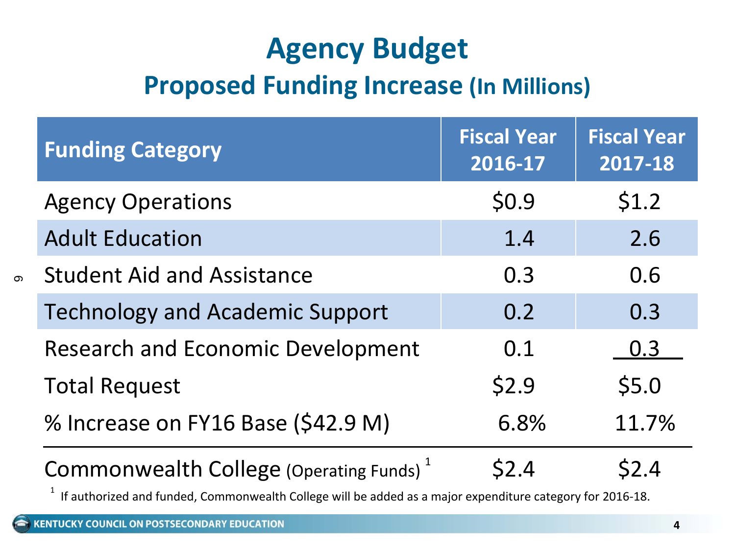# Agency Budget

## Proposed Funding Increase (In Millions)

| Funding Category | Fiscal Year 2016-17 | Fiscal Year 2017-18 |
|---|---|---|
| Agency Operations | $0.9 | $1.2 |
| Adult Education | 1.4 | 2.6 |
| Student Aid and Assistance | 0.3 | 0.6 |
| Technology and Academic Support | 0.2 | 0.3 |
| Research and Economic Development | 0.1 | 0.3 |
| Total Request | $2.9 | $5.0 |
| % Increase on FY16 Base ($42.9 M) | 6.8% | 11.7% |
| Commonwealth College (Operating Funds) [1] | $2.4 | $2.4 |

[1] If authorized and funded, Commonwealth College will be added as a major expenditure category for 2016-18.

KENTUCKY COUNCIL ON POSTSECONDARY EDUCATION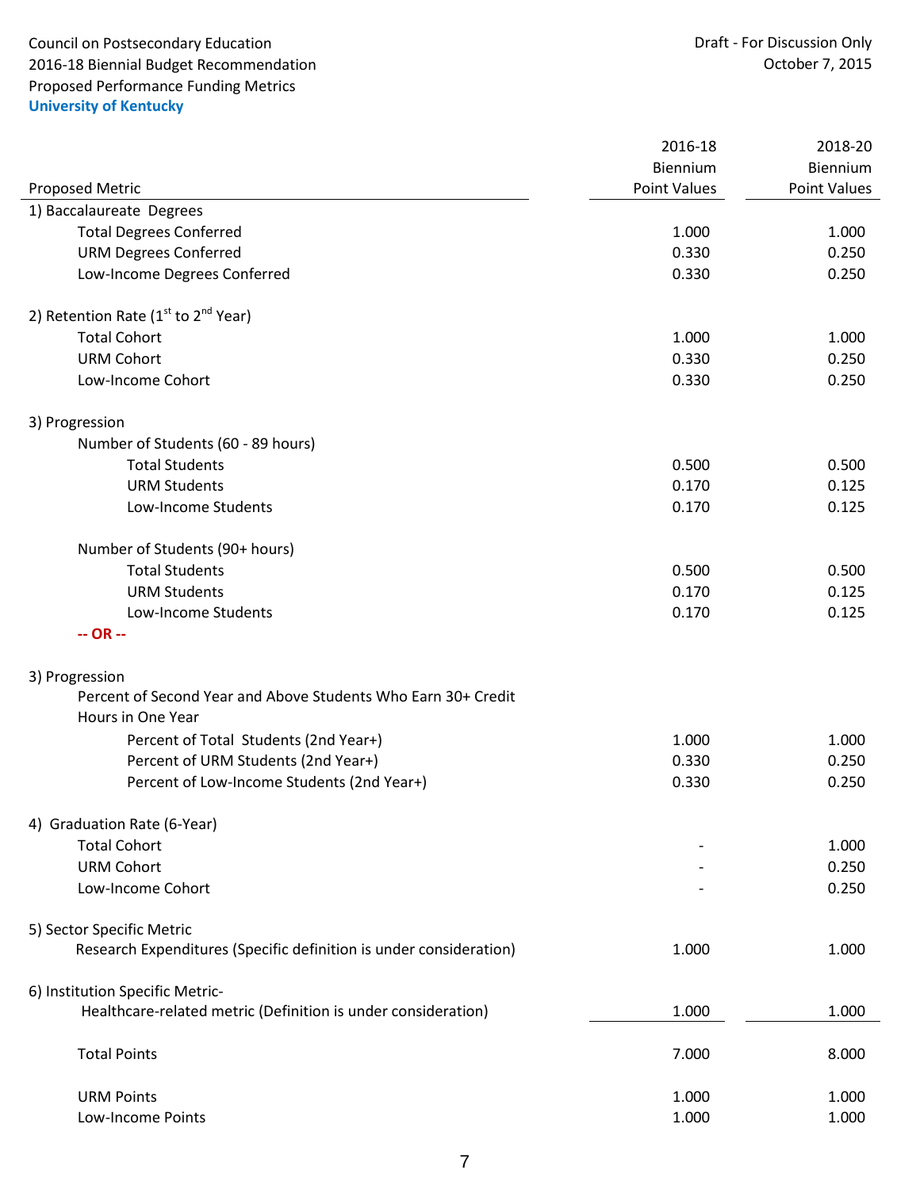Council on Postsecondary Education
2016-18 Biennial Budget Recommendation
Proposed Performance Funding Metrics

**University of Kentucky**

Draft - For Discussion Only
October 7, 2015

| Proposed Metric | 2016-18 Biennium Point Values | 2018-20 Biennium Point Values |
|---|---|---|
| 1) Baccalaureate Degrees | | |
| Total Degrees Conferred | 1.000 | 1.000 |
| URM Degrees Conferred | 0.330 | 0.250 |
| Low-Income Degrees Conferred | 0.330 | 0.250 |
| | | |
| 2) Retention Rate (1st to 2nd Year) | | |
| Total Cohort | 1.000 | 1.000 |
| URM Cohort | 0.330 | 0.250 |
| Low-Income Cohort | 0.330 | 0.250 |
| | | |
| 3) Progression | | |
| Number of Students (60 - 89 hours) | | |
| Total Students | 0.500 | 0.500 |
| URM Students | 0.170 | 0.125 |
| Low-Income Students | 0.170 | 0.125 |
| | | |
| Number of Students (90+ hours) | | |
| Total Students | 0.500 | 0.500 |
| URM Students | 0.170 | 0.125 |
| Low-Income Students | 0.170 | 0.125 |
| **-- OR --** | | |
| | | |
| 3) Progression | | |
| Percent of Second Year and Above Students Who Earn 30+ Credit Hours in One Year | | |
| Percent of Total Students (2nd Year+) | 1.000 | 1.000 |
| Percent of URM Students (2nd Year+) | 0.330 | 0.250 |
| Percent of Low-Income Students (2nd Year+) | 0.330 | 0.250 |
| | | |
| 4) Graduation Rate (6-Year) | | |
| Total Cohort | - | 1.000 |
| URM Cohort | - | 0.250 |
| Low-Income Cohort | - | 0.250 |
| | | |
| 5) Sector Specific Metric | | |
| Research Expenditures (Specific definition is under consideration) | 1.000 | 1.000 |
| | | |
| 6) Institution Specific Metric- | | |
| Healthcare-related metric (Definition is under consideration) | 1.000 | 1.000 |
| | | |
| Total Points | 7.000 | 8.000 |
| | | |
| URM Points | 1.000 | 1.000 |
| Low-Income Points | 1.000 | 1.000 |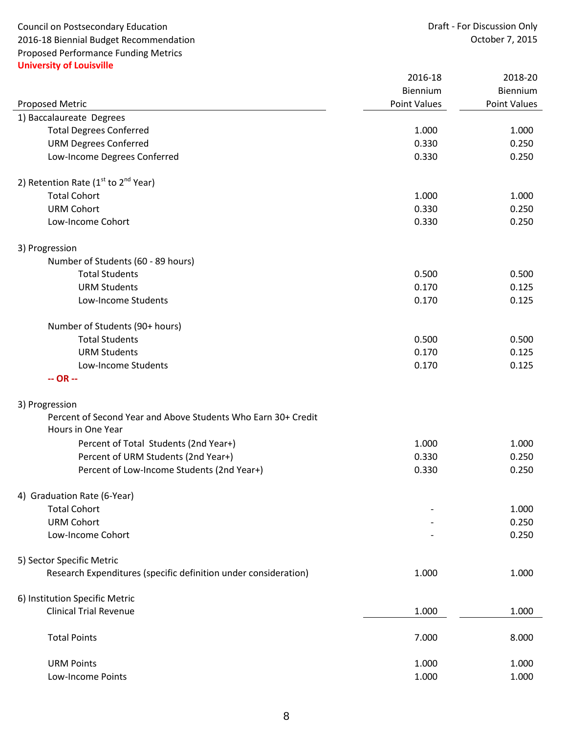Council on Postsecondary Education
2016-18 Biennial Budget Recommendation
Proposed Performance Funding Metrics
**University of Louisville**

Draft - For Discussion Only
October 7, 2015

| Proposed Metric | 2016-18 Biennium Point Values | 2018-20 Biennium Point Values |
|---|---|---|
| 1) Baccalaureate Degrees | | |
| Total Degrees Conferred | 1.000 | 1.000 |
| URM Degrees Conferred | 0.330 | 0.250 |
| Low-Income Degrees Conferred | 0.330 | 0.250 |
| | | |
| 2) Retention Rate (1st to 2nd Year) | | |
| Total Cohort | 1.000 | 1.000 |
| URM Cohort | 0.330 | 0.250 |
| Low-Income Cohort | 0.330 | 0.250 |
| | | |
| 3) Progression | | |
| Number of Students (60 - 89 hours) | | |
| Total Students | 0.500 | 0.500 |
| URM Students | 0.170 | 0.125 |
| Low-Income Students | 0.170 | 0.125 |
| | | |
| Number of Students (90+ hours) | | |
| Total Students | 0.500 | 0.500 |
| URM Students | 0.170 | 0.125 |
| Low-Income Students | 0.170 | 0.125 |
| **-- OR --** | | |
| | | |
| 3) Progression | | |
| Percent of Second Year and Above Students Who Earn 30+ Credit Hours in One Year | | |
| Percent of Total Students (2nd Year+) | 1.000 | 1.000 |
| Percent of URM Students (2nd Year+) | 0.330 | 0.250 |
| Percent of Low-Income Students (2nd Year+) | 0.330 | 0.250 |
| | | |
| 4) Graduation Rate (6-Year) | | |
| Total Cohort | - | 1.000 |
| URM Cohort | - | 0.250 |
| Low-Income Cohort | - | 0.250 |
| | | |
| 5) Sector Specific Metric | | |
| Research Expenditures (specific definition under consideration) | 1.000 | 1.000 |
| | | |
| 6) Institution Specific Metric | | |
| Clinical Trial Revenue | 1.000 | 1.000 |
| | | |
| Total Points | 7.000 | 8.000 |
| | | |
| URM Points | 1.000 | 1.000 |
| Low-Income Points | 1.000 | 1.000 |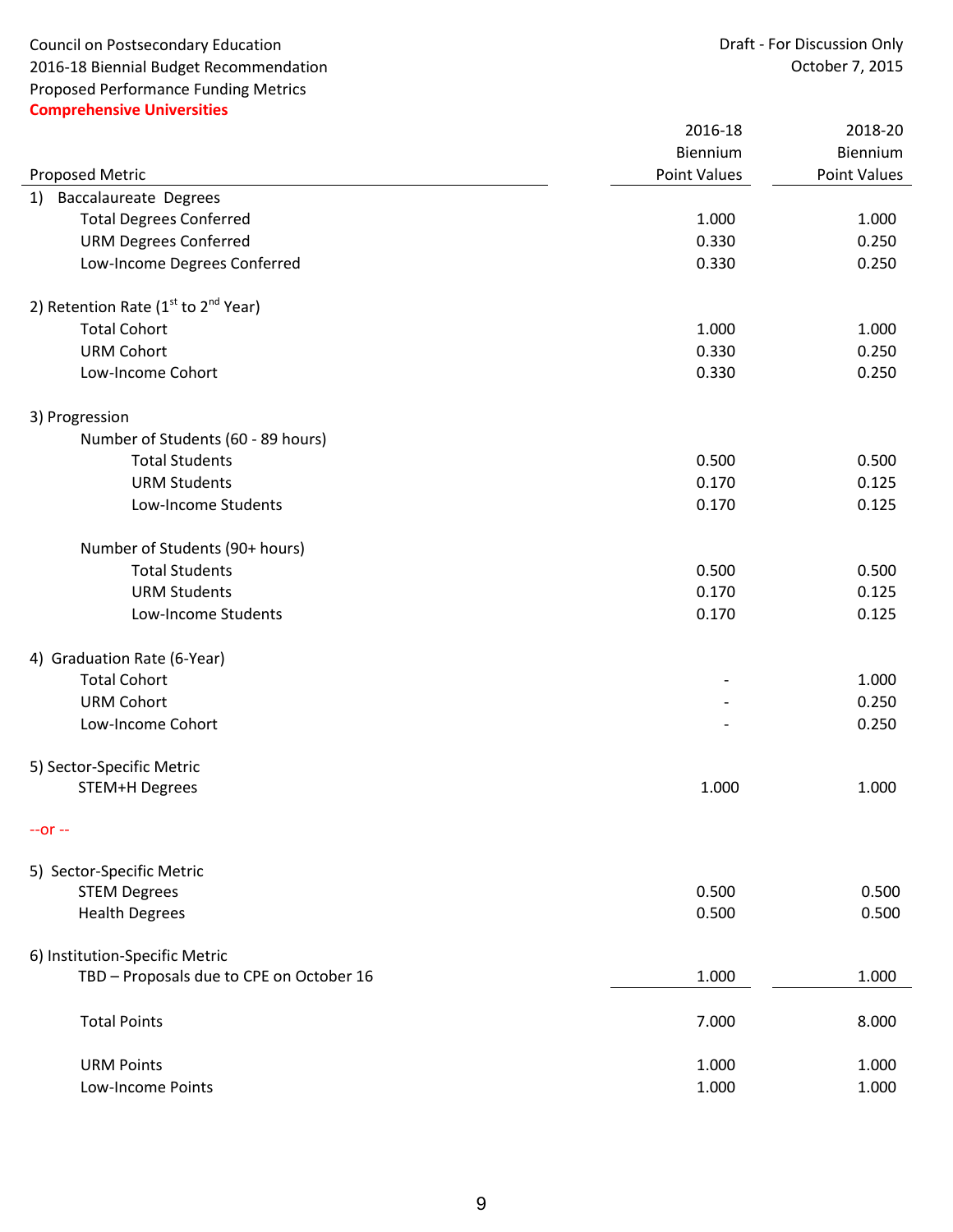Council on Postsecondary Education
2016-18 Biennial Budget Recommendation
Proposed Performance Funding Metrics
**Comprehensive Universities**

Draft - For Discussion Only
October 7, 2015

| Proposed Metric | 2016-18 Biennium Point Values | 2018-20 Biennium Point Values |
|---|---|---|
| 1) Baccalaureate Degrees | | |
| Total Degrees Conferred | 1.000 | 1.000 |
| URM Degrees Conferred | 0.330 | 0.250 |
| Low-Income Degrees Conferred | 0.330 | 0.250 |
| | | |
| 2) Retention Rate (1st to 2nd Year) | | |
| Total Cohort | 1.000 | 1.000 |
| URM Cohort | 0.330 | 0.250 |
| Low-Income Cohort | 0.330 | 0.250 |
| | | |
| 3) Progression | | |
| Number of Students (60 - 89 hours) | | |
| Total Students | 0.500 | 0.500 |
| URM Students | 0.170 | 0.125 |
| Low-Income Students | 0.170 | 0.125 |
| | | |
| Number of Students (90+ hours) | | |
| Total Students | 0.500 | 0.500 |
| URM Students | 0.170 | 0.125 |
| Low-Income Students | 0.170 | 0.125 |
| | | |
| 4) Graduation Rate (6-Year) | | |
| Total Cohort | - | 1.000 |
| URM Cohort | - | 0.250 |
| Low-Income Cohort | - | 0.250 |
| | | |
| 5) Sector-Specific Metric | | |
| STEM+H Degrees | 1.000 | 1.000 |
| | | |
| --or -- | | |
| | | |
| 5) Sector-Specific Metric | | |
| STEM Degrees | 0.500 | 0.500 |
| Health Degrees | 0.500 | 0.500 |
| | | |
| 6) Institution-Specific Metric | | |
| TBD – Proposals due to CPE on October 16 | 1.000 | 1.000 |
| | | |
| Total Points | 7.000 | 8.000 |
| | | |
| URM Points | 1.000 | 1.000 |
| Low-Income Points | 1.000 | 1.000 |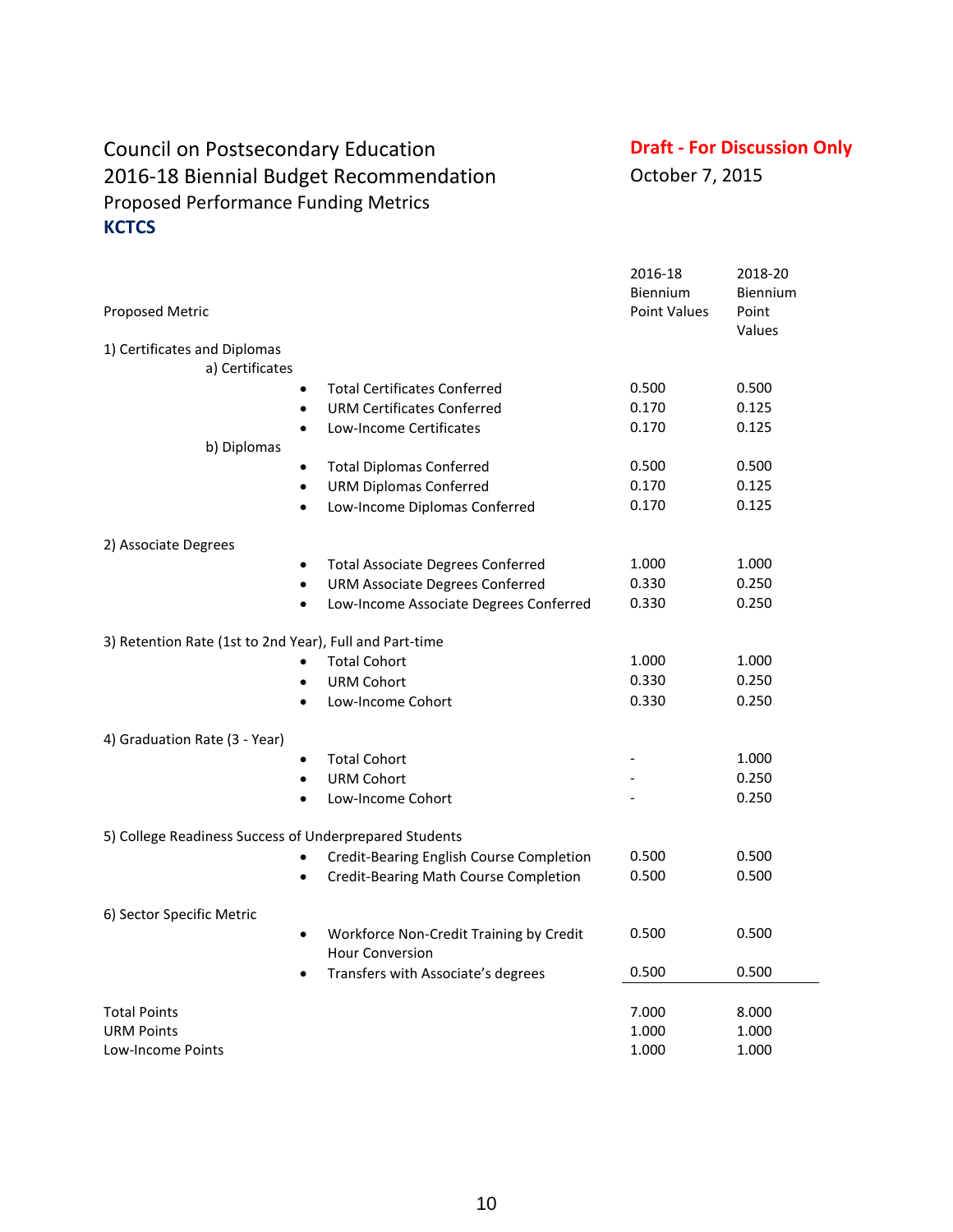Council on Postsecondary Education
2016-18 Biennial Budget Recommendation
Proposed Performance Funding Metrics
**KCTCS**

**Draft - For Discussion Only**
October 7, 2015

| Proposed Metric | 2016-18 Biennium Point Values | 2018-20 Biennium Point Values |
|---|---|---|
| 1) Certificates and Diplomas | | |
| a) Certificates | | |
| • Total Certificates Conferred | 0.500 | 0.500 |
| • URM Certificates Conferred | 0.170 | 0.125 |
| • Low-Income Certificates | 0.170 | 0.125 |
| b) Diplomas | | |
| • Total Diplomas Conferred | 0.500 | 0.500 |
| • URM Diplomas Conferred | 0.170 | 0.125 |
| • Low-Income Diplomas Conferred | 0.170 | 0.125 |
| 2) Associate Degrees | | |
| • Total Associate Degrees Conferred | 1.000 | 1.000 |
| • URM Associate Degrees Conferred | 0.330 | 0.250 |
| • Low-Income Associate Degrees Conferred | 0.330 | 0.250 |
| 3) Retention Rate (1st to 2nd Year), Full and Part-time | | |
| • Total Cohort | 1.000 | 1.000 |
| • URM Cohort | 0.330 | 0.250 |
| • Low-Income Cohort | 0.330 | 0.250 |
| 4) Graduation Rate (3 - Year) | | |
| • Total Cohort | - | 1.000 |
| • URM Cohort | - | 0.250 |
| • Low-Income Cohort | - | 0.250 |
| 5) College Readiness Success of Underprepared Students | | |
| • Credit-Bearing English Course Completion | 0.500 | 0.500 |
| • Credit-Bearing Math Course Completion | 0.500 | 0.500 |
| 6) Sector Specific Metric | | |
| • Workforce Non-Credit Training by Credit Hour Conversion | 0.500 | 0.500 |
| • Transfers with Associate's degrees | 0.500 | 0.500 |
| Total Points | 7.000 | 8.000 |
| URM Points | 1.000 | 1.000 |
| Low-Income Points | 1.000 | 1.000 |